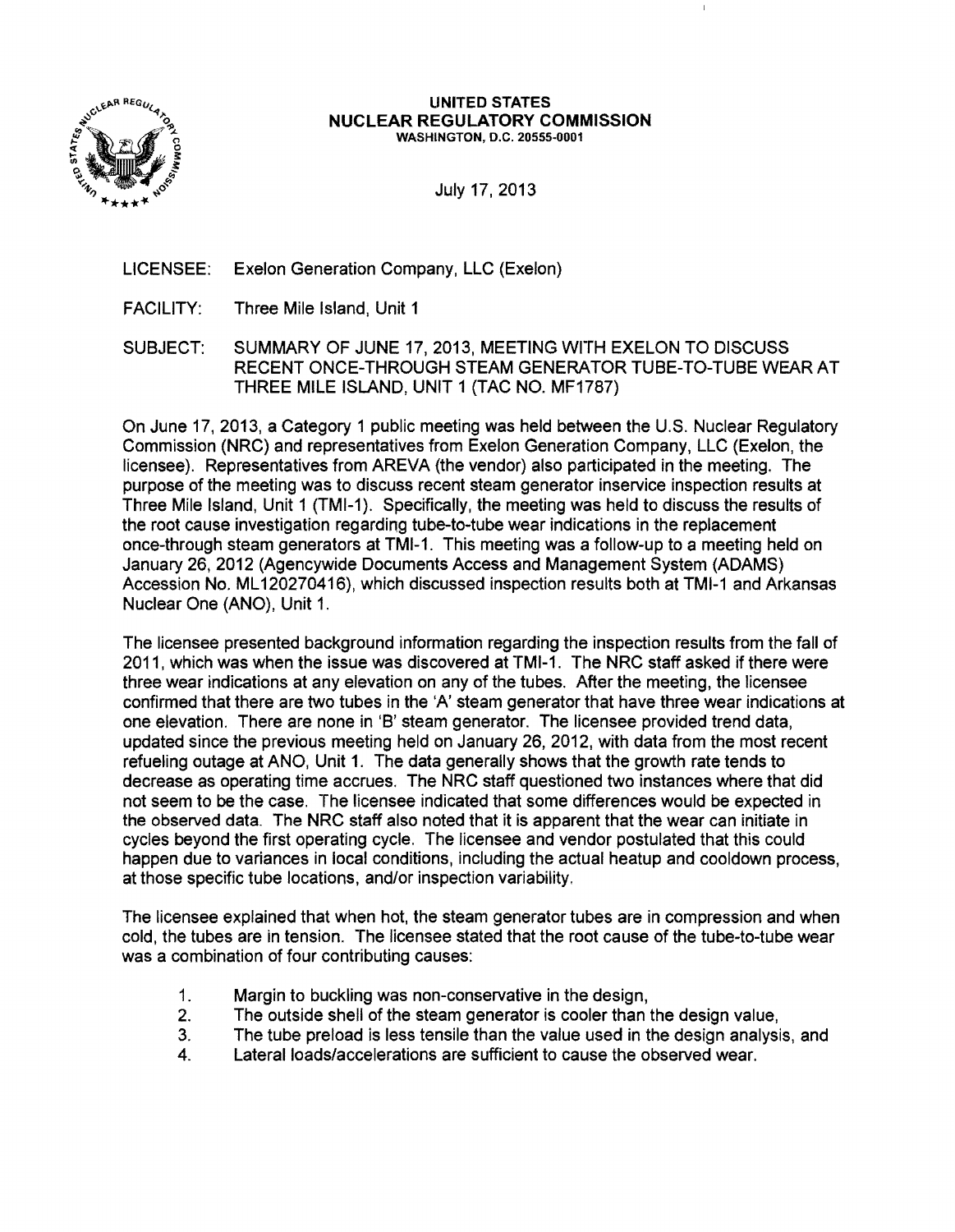**UNITED STATES**
**NUCLEAR REGULATORY COMMISSION**
WASHINGTON, D.C. 20555-0001

July 17, 2013

LICENSEE: Exelon Generation Company, LLC (Exelon)

FACILITY: Three Mile Island, Unit 1

SUBJECT: SUMMARY OF JUNE 17, 2013, MEETING WITH EXELON TO DISCUSS RECENT ONCE-THROUGH STEAM GENERATOR TUBE-TO-TUBE WEAR AT THREE MILE ISLAND, UNIT 1 (TAC NO. MF1787)

On June 17, 2013, a Category 1 public meeting was held between the U.S. Nuclear Regulatory Commission (NRC) and representatives from Exelon Generation Company, LLC (Exelon, the licensee). Representatives from AREVA (the vendor) also participated in the meeting. The purpose of the meeting was to discuss recent steam generator inservice inspection results at Three Mile Island, Unit 1 (TMI-1). Specifically, the meeting was held to discuss the results of the root cause investigation regarding tube-to-tube wear indications in the replacement once-through steam generators at TMI-1. This meeting was a follow-up to a meeting held on January 26, 2012 (Agencywide Documents Access and Management System (ADAMS) Accession No. ML120270416), which discussed inspection results both at TMI-1 and Arkansas Nuclear One (ANO), Unit 1.

The licensee presented background information regarding the inspection results from the fall of 2011, which was when the issue was discovered at TMI-1. The NRC staff asked if there were three wear indications at any elevation on any of the tubes. After the meeting, the licensee confirmed that there are two tubes in the 'A' steam generator that have three wear indications at one elevation. There are none in 'B' steam generator. The licensee provided trend data, updated since the previous meeting held on January 26, 2012, with data from the most recent refueling outage at ANO, Unit 1. The data generally shows that the growth rate tends to decrease as operating time accrues. The NRC staff questioned two instances where that did not seem to be the case. The licensee indicated that some differences would be expected in the observed data. The NRC staff also noted that it is apparent that the wear can initiate in cycles beyond the first operating cycle. The licensee and vendor postulated that this could happen due to variances in local conditions, including the actual heatup and cooldown process, at those specific tube locations, and/or inspection variability.

The licensee explained that when hot, the steam generator tubes are in compression and when cold, the tubes are in tension. The licensee stated that the root cause of the tube-to-tube wear was a combination of four contributing causes:

1. Margin to buckling was non-conservative in the design,
2. The outside shell of the steam generator is cooler than the design value,
3. The tube preload is less tensile than the value used in the design analysis, and
4. Lateral loads/accelerations are sufficient to cause the observed wear.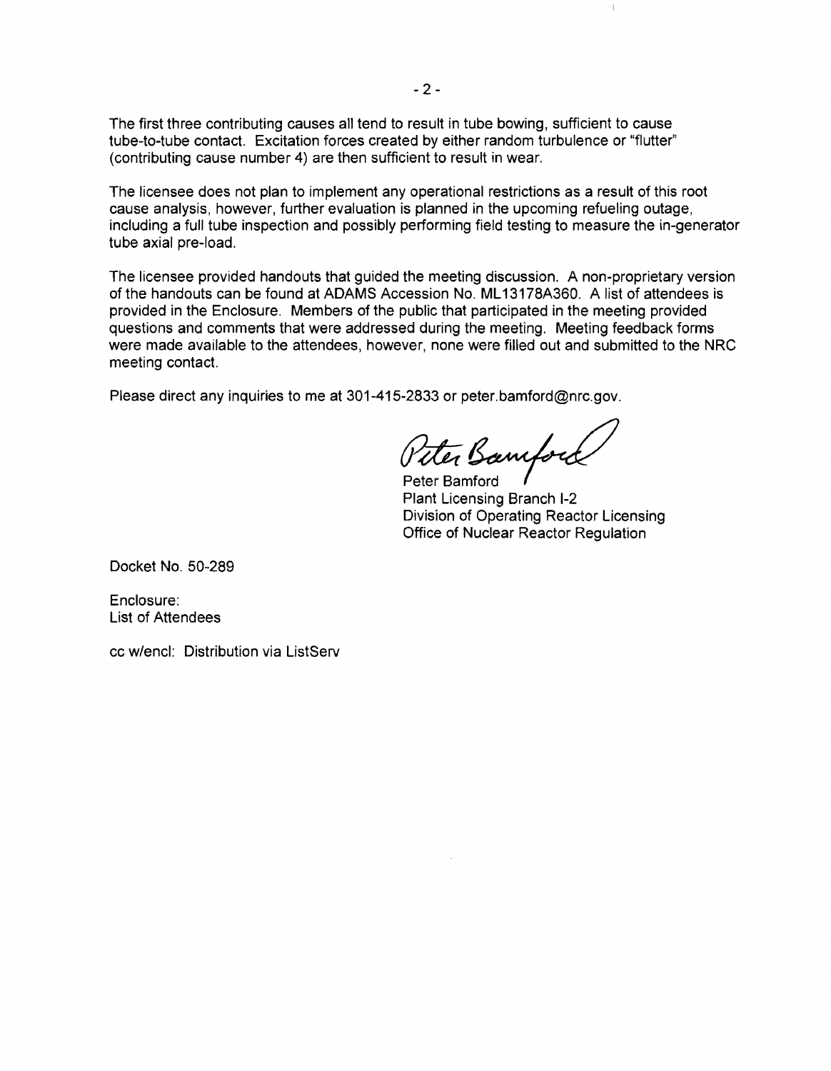The first three contributing causes all tend to result in tube bowing, sufficient to cause tube-to-tube contact. Excitation forces created by either random turbulence or "flutter" (contributing cause number 4) are then sufficient to result in wear.

The licensee does not plan to implement any operational restrictions as a result of this root cause analysis, however, further evaluation is planned in the upcoming refueling outage, including a full tube inspection and possibly performing field testing to measure the in-generator tube axial pre-load.

The licensee provided handouts that guided the meeting discussion. A non-proprietary version of the handouts can be found at ADAMS Accession No. ML13178A360. A list of attendees is provided in the Enclosure. Members of the public that participated in the meeting provided questions and comments that were addressed during the meeting. Meeting feedback forms were made available to the attendees, however, none were filled out and submitted to the NRC meeting contact.

Please direct any inquiries to me at 301-415-2833 or peter.bamford@nrc.gov.

Peter Bamford
Plant Licensing Branch I-2
Division of Operating Reactor Licensing
Office of Nuclear Reactor Regulation

Docket No. 50-289

Enclosure:
List of Attendees

cc w/encl: Distribution via ListServ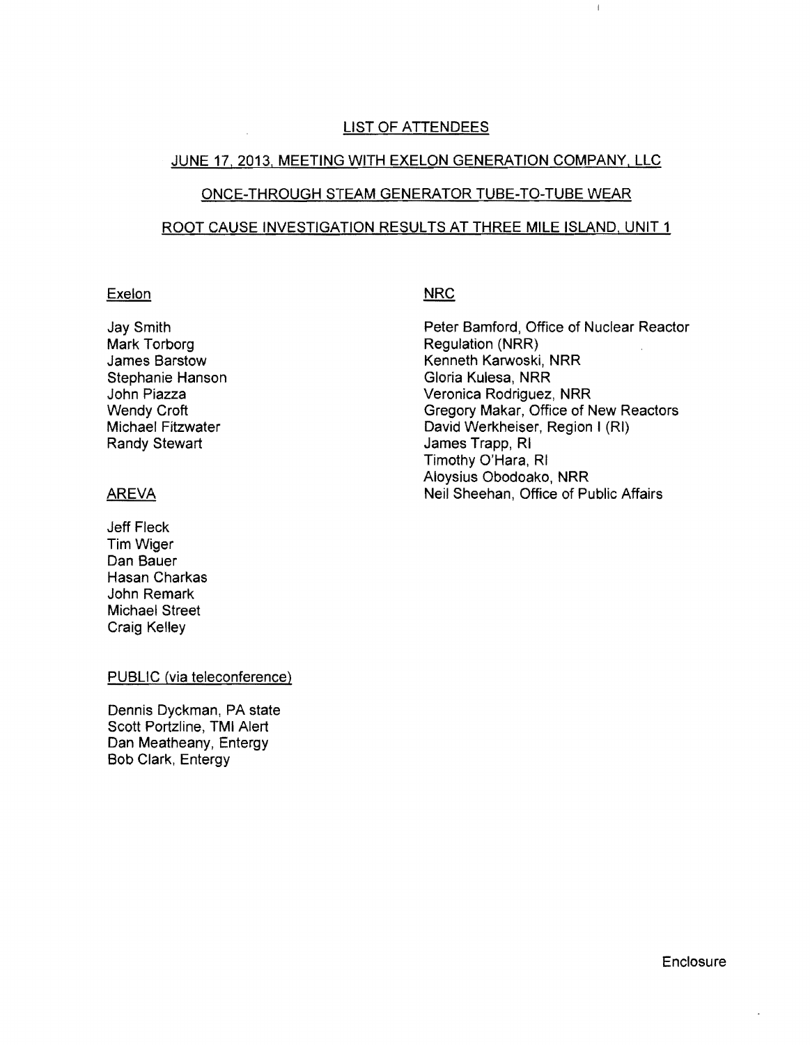# LIST OF ATTENDEES

## JUNE 17, 2013, MEETING WITH EXELON GENERATION COMPANY, LLC

## ONCE-THROUGH STEAM GENERATOR TUBE-TO-TUBE WEAR

## ROOT CAUSE INVESTIGATION RESULTS AT THREE MILE ISLAND, UNIT 1

### Exelon

Jay Smith
Mark Torborg
James Barstow
Stephanie Hanson
John Piazza
Wendy Croft
Michael Fitzwater
Randy Stewart

### AREVA

Jeff Fleck
Tim Wiger
Dan Bauer
Hasan Charkas
John Remark
Michael Street
Craig Kelley

### PUBLIC (via teleconference)

Dennis Dyckman, PA state
Scott Portzline, TMI Alert
Dan Meatheany, Entergy
Bob Clark, Entergy

### NRC

Peter Bamford, Office of Nuclear Reactor Regulation (NRR)
Kenneth Karwoski, NRR
Gloria Kulesa, NRR
Veronica Rodriguez, NRR
Gregory Makar, Office of New Reactors
David Werkheiser, Region I (RI)
James Trapp, RI
Timothy O'Hara, RI
Aloysius Obodoako, NRR
Neil Sheehan, Office of Public Affairs

Enclosure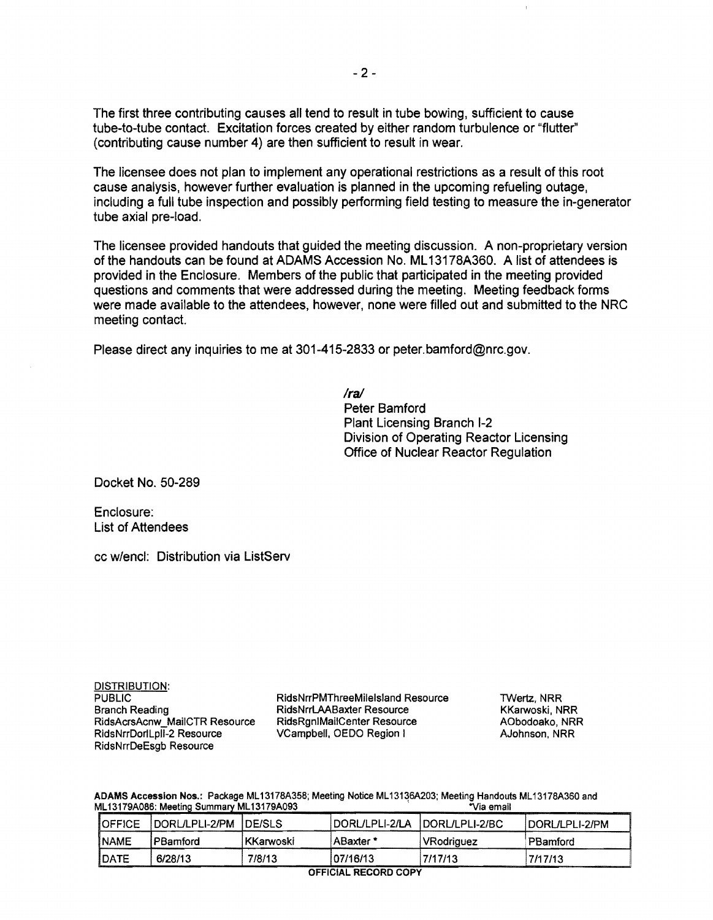The first three contributing causes all tend to result in tube bowing, sufficient to cause tube-to-tube contact. Excitation forces created by either random turbulence or "flutter" (contributing cause number 4) are then sufficient to result in wear.

The licensee does not plan to implement any operational restrictions as a result of this root cause analysis, however further evaluation is planned in the upcoming refueling outage, including a full tube inspection and possibly performing field testing to measure the in-generator tube axial pre-load.

The licensee provided handouts that guided the meeting discussion. A non-proprietary version of the handouts can be found at ADAMS Accession No. ML13178A360. A list of attendees is provided in the Enclosure. Members of the public that participated in the meeting provided questions and comments that were addressed during the meeting. Meeting feedback forms were made available to the attendees, however, none were filled out and submitted to the NRC meeting contact.

Please direct any inquiries to me at 301-415-2833 or peter.bamford@nrc.gov.

*/ra/*
Peter Bamford
Plant Licensing Branch I-2
Division of Operating Reactor Licensing
Office of Nuclear Reactor Regulation

Docket No. 50-289

Enclosure:
List of Attendees

cc w/encl: Distribution via ListServ

DISTRIBUTION:
PUBLIC
Branch Reading
RidsAcrsAcnw_MailCTR Resource
RidsNrrDorlLpll-2 Resource
RidsNrrDeEsgb Resource
RidsNrrPMThreeMileIsland Resource
RidsNrrLAABaxter Resource
RidsRgnIMailCenter Resource
VCampbell, OEDO Region I
TWertz, NRR
KKarwoski, NRR
AObodoako, NRR
AJohnson, NRR

**ADAMS Accession Nos.:** Package ML13178A358; Meeting Notice ML13136A203; Meeting Handouts ML13178A360 and ML13179A086; Meeting Summary ML13179A093 *Via email

| OFFICE | DORL/LPLI-2/PM | DE/SLS | DORL/LPLI-2/LA | DORL/LPLI-2/BC | DORL/LPLI-2/PM |
|---|---|---|---|---|---|
| NAME | PBamford | KKarwoski | ABaxter * | VRodriguez | PBamford |
| DATE | 6/28/13 | 7/8/13 | 07/16/13 | 7/17/13 | 7/17/13 |

**OFFICIAL RECORD COPY**